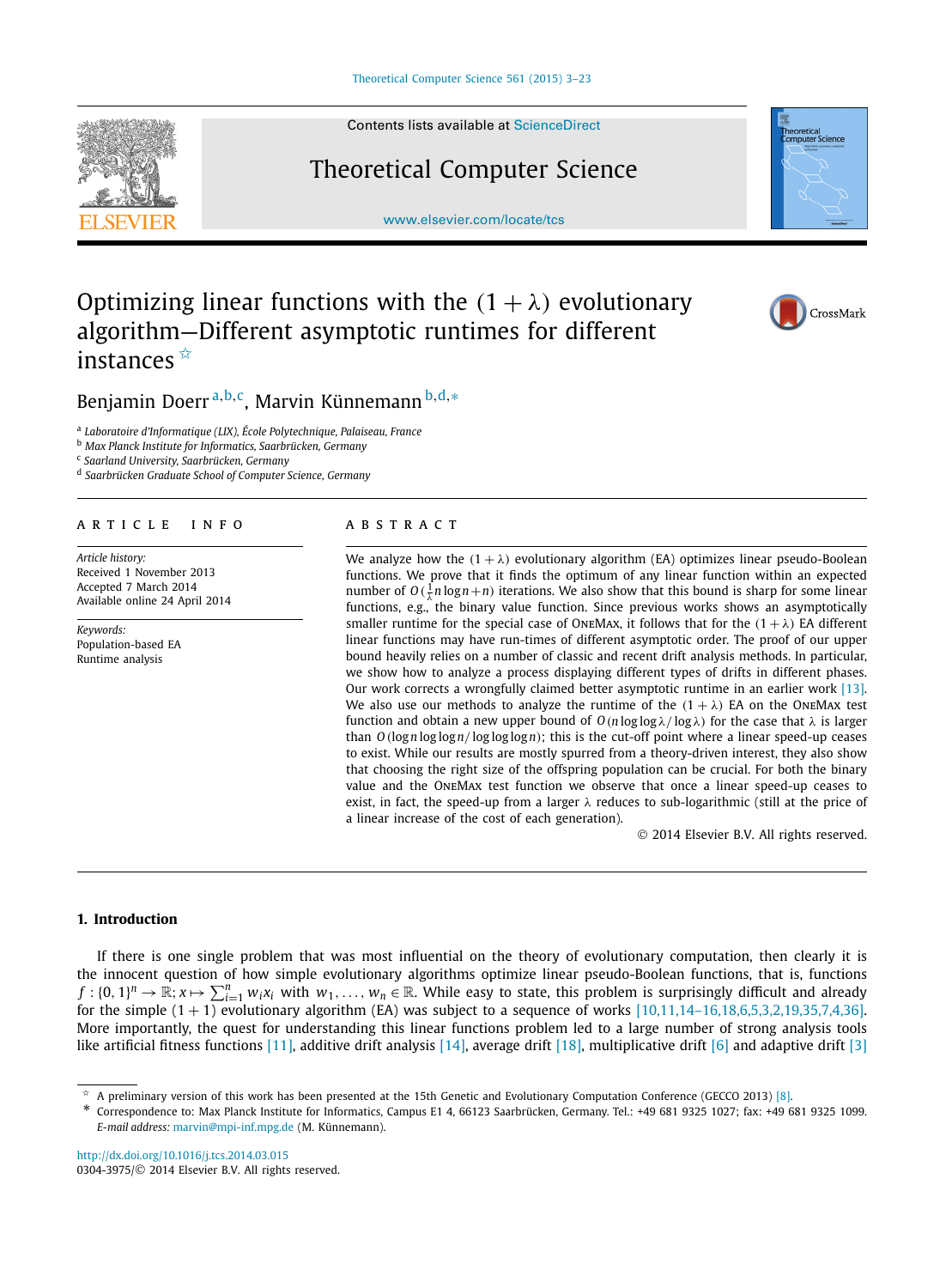# Optimizing linear functions with the $(1 + \lambda)$ evolutionary algorithm—Different asymptotic runtimes for different instances ☆

Benjamin Doerr [a,b,c], Marvin Künnemann [b,d,*]

[a] Laboratoire d'Informatique (LIX), École Polytechnique, Palaiseau, France
[b] Max Planck Institute for Informatics, Saarbrücken, Germany
[c] Saarland University, Saarbrücken, Germany
[d] Saarbrücken Graduate School of Computer Science, Germany

**ARTICLE INFO**

*Article history:*
Received 1 November 2013
Accepted 7 March 2014
Available online 24 April 2014

*Keywords:*
Population-based EA
Runtime analysis

**ABSTRACT**

We analyze how the $(1 + \lambda)$ evolutionary algorithm (EA) optimizes linear pseudo-Boolean functions. We prove that it finds the optimum of any linear function within an expected number of $O(\frac{1}{\lambda} n \log n + n)$ iterations. We also show that this bound is sharp for some linear functions, e.g., the binary value function. Since previous works shows an asymptotically smaller runtime for the special case of OneMax, it follows that for the $(1 + \lambda)$ EA different linear functions may have run-times of different asymptotic order. The proof of our upper bound heavily relies on a number of classic and recent drift analysis methods. In particular, we show how to analyze a process displaying different types of drifts in different phases. Our work corrects a wrongfully claimed better asymptotic runtime in an earlier work [13]. We also use our methods to analyze the runtime of the $(1 + \lambda)$ EA on the OneMax test function and obtain a new upper bound of $O(n \log\log\lambda / \log\lambda)$ for the case that $\lambda$ is larger than $O(\log n \log\log n / \log\log\log n)$; this is the cut-off point where a linear speed-up ceases to exist. While our results are mostly spurred from a theory-driven interest, they also show that choosing the right size of the offspring population can be crucial. For both the binary value and the OneMax test function we observe that once a linear speed-up ceases to exist, in fact, the speed-up from a larger $\lambda$ reduces to sub-logarithmic (still at the price of a linear increase of the cost of each generation).

© 2014 Elsevier B.V. All rights reserved.

## 1. Introduction

If there is one single problem that was most influential on the theory of evolutionary computation, then clearly it is the innocent question of how simple evolutionary algorithms optimize linear pseudo-Boolean functions, that is, functions $f : \{0, 1\}^n \to \mathbb{R}; x \mapsto \sum_{i=1}^{n} w_i x_i$ with $w_1, \dots, w_n \in \mathbb{R}$. While easy to state, this problem is surprisingly difficult and already for the simple $(1 + 1)$ evolutionary algorithm (EA) was subject to a sequence of works [10,11,14–16,18,6,5,3,2,19,35,7,4,36]. More importantly, the quest for understanding this linear functions problem led to a large number of strong analysis tools like artificial fitness functions [11], additive drift analysis [14], average drift [18], multiplicative drift [6] and adaptive drift [3]

☆ A preliminary version of this work has been presented at the 15th Genetic and Evolutionary Computation Conference (GECCO 2013) [8].
\* Correspondence to: Max Planck Institute for Informatics, Campus E1 4, 66123 Saarbrücken, Germany. Tel.: +49 681 9325 1027; fax: +49 681 9325 1099.
*E-mail address:* marvin@mpi-inf.mpg.de (M. Künnemann).

http://dx.doi.org/10.1016/j.tcs.2014.03.015
0304-3975/© 2014 Elsevier B.V. All rights reserved.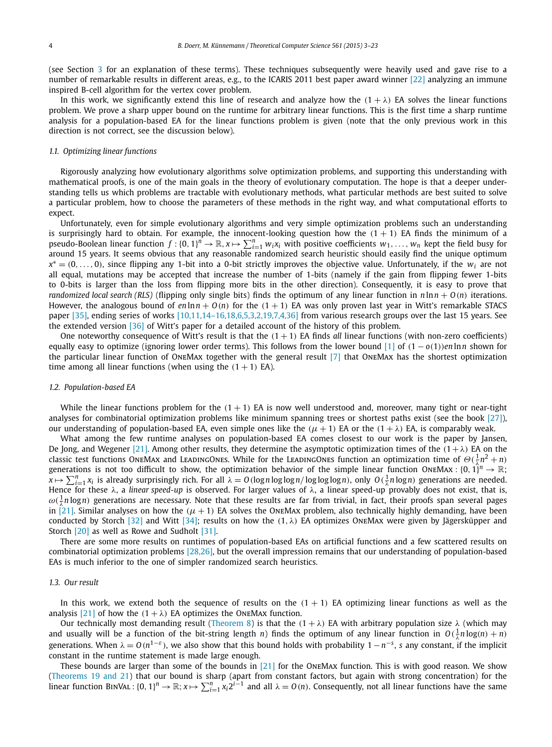(see Section 3 for an explanation of these terms). These techniques subsequently were heavily used and gave rise to a number of remarkable results in different areas, e.g., to the ICARIS 2011 best paper award winner [22] analyzing an immune inspired B-cell algorithm for the vertex cover problem.

In this work, we significantly extend this line of research and analyze how the $(1+\lambda)$ EA solves the linear functions problem. We prove a sharp upper bound on the runtime for arbitrary linear functions. This is the first time a sharp runtime analysis for a population-based EA for the linear functions problem is given (note that the only previous work in this direction is not correct, see the discussion below).

### *1.1. Optimizing linear functions*

Rigorously analyzing how evolutionary algorithms solve optimization problems, and supporting this understanding with mathematical proofs, is one of the main goals in the theory of evolutionary computation. The hope is that a deeper understanding tells us which problems are tractable with evolutionary methods, what particular methods are best suited to solve a particular problem, how to choose the parameters of these methods in the right way, and what computational efforts to expect.

Unfortunately, even for simple evolutionary algorithms and very simple optimization problems such an understanding is surprisingly hard to obtain. For example, the innocent-looking question how the $(1+1)$ EA finds the minimum of a pseudo-Boolean linear function $f:\{0,1\}^n \to \mathbb{R}, x \mapsto \sum_{i=1}^n w_i x_i$ with positive coefficients $w_1, \ldots, w_n$ kept the field busy for around 15 years. It seems obvious that any reasonable randomized search heuristic should easily find the unique optimum $x^* = (0, \ldots, 0)$, since flipping any 1-bit into a 0-bit strictly improves the objective value. Unfortunately, if the $w_i$ are not all equal, mutations may be accepted that increase the number of 1-bits (namely if the gain from flipping fewer 1-bits to 0-bits is larger than the loss from flipping more bits in the other direction). Consequently, it is easy to prove that *randomized local search (RLS)* (flipping only single bits) finds the optimum of any linear function in $n \ln n + O(n)$ iterations. However, the analogous bound of $en \ln n + O(n)$ for the $(1+1)$ EA was only proven last year in Witt's remarkable STACS paper [35], ending series of works [10,11,14–16,18,6,5,3,2,19,7,4,36] from various research groups over the last 15 years. See the extended version [36] of Witt's paper for a detailed account of the history of this problem.

One noteworthy consequence of Witt's result is that the $(1+1)$ EA finds *all* linear functions (with non-zero coefficients) equally easy to optimize (ignoring lower order terms). This follows from the lower bound [1] of $(1-o(1))en \ln n$ shown for the particular linear function of OneMax together with the general result [7] that OneMax has the shortest optimization time among all linear functions (when using the $(1+1)$ EA).

### *1.2. Population-based EA*

While the linear functions problem for the $(1+1)$ EA is now well understood and, moreover, many tight or near-tight analyses for combinatorial optimization problems like minimum spanning trees or shortest paths exist (see the book [27]), our understanding of population-based EA, even simple ones like the $(\mu+1)$ EA or the $(1+\lambda)$ EA, is comparably weak.

What among the few runtime analyses on population-based EA comes closest to our work is the paper by Jansen, De Jong, and Wegener [21]. Among other results, they determine the asymptotic optimization times of the $(1+\lambda)$ EA on the classic test functions OneMax and LeadingOnes. While for the LeadingOnes function an optimization time of $\Theta(\frac{1}{\lambda}n^2 + n)$ generations is not too difficult to show, the optimization behavior of the simple linear function $\text{OneMax}: \{0,1\}^n \to \mathbb{R}; x \mapsto \sum_{i=1}^n x_i$ is already surprisingly rich. For all $\lambda = O(\log n \log\log n / \log\log\log n)$, only $O(\frac{1}{\lambda} n \log n)$ generations are needed. Hence for these $\lambda$, a *linear speed-up* is observed. For larger values of $\lambda$, a linear speed-up provably does not exist, that is, $\omega(\frac{1}{\lambda} n \log n)$ generations are necessary. Note that these results are far from trivial, in fact, their proofs span several pages in [21]. Similar analyses on how the $(\mu+1)$ EA solves the OneMax problem, also technically highly demanding, have been conducted by Storch [32] and Witt [34]; results on how the $(1,\lambda)$ EA optimizes OneMax were given by Jägersküpper and Storch [20] as well as Rowe and Sudholt [31].

There are some more results on runtimes of population-based EAs on artificial functions and a few scattered results on combinatorial optimization problems [28,26], but the overall impression remains that our understanding of population-based EAs is much inferior to the one of simpler randomized search heuristics.

### *1.3. Our result*

In this work, we extend both the sequence of results on the $(1+1)$ EA optimizing linear functions as well as the analysis [21] of how the $(1+\lambda)$ EA optimizes the OneMax function.

Our technically most demanding result (Theorem 8) is that the $(1+\lambda)$ EA with arbitrary population size $\lambda$ (which may and usually will be a function of the bit-string length $n$) finds the optimum of any linear function in $O(\frac{1}{\lambda} n \log(n) + n)$ generations. When $\lambda = O(n^{1-\varepsilon})$, we also show that this bound holds with probability $1 - n^{-s}$, $s$ any constant, if the implicit constant in the runtime statement is made large enough.

These bounds are larger than some of the bounds in [21] for the OneMax function. This is with good reason. We show (Theorems 19 and 21) that our bound is sharp (apart from constant factors, but again with strong concentration) for the linear function $\text{BinVal}: \{0,1\}^n \to \mathbb{R}; x \mapsto \sum_{i=1}^n x_i 2^{i-1}$ and all $\lambda = O(n)$. Consequently, not all linear functions have the same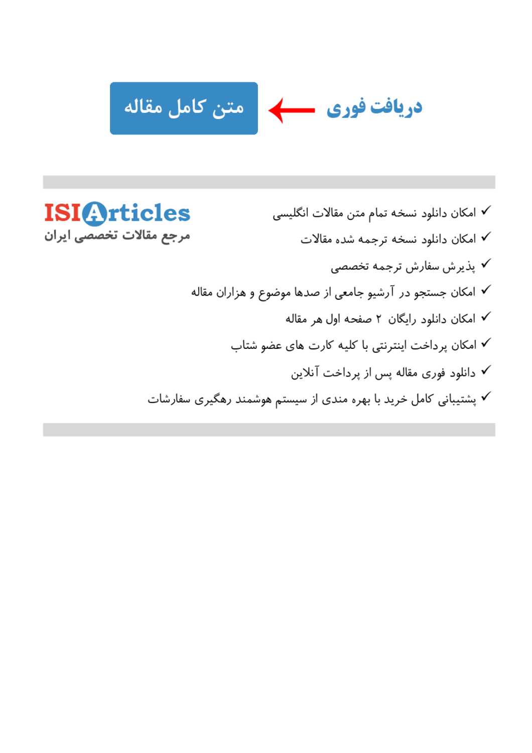**دریافت فوری** ← **متن کامل مقاله**

**ISIArticles**
مرجع مقالات تخصصی ایران

- ✓ امکان دانلود نسخه تمام متن مقالات انگلیسی
- ✓ امکان دانلود نسخه ترجمه شده مقالات
- ✓ پذیرش سفارش ترجمه تخصصی
- ✓ امکان جستجو در آرشیو جامعی از صدها موضوع و هزاران مقاله
- ✓ امکان دانلود رایگان ۲ صفحه اول هر مقاله
- ✓ امکان پرداخت اینترنتی با کلیه کارت های عضو شتاب
- ✓ دانلود فوری مقاله پس از پرداخت آنلاین
- ✓ پشتیبانی کامل خرید با بهره مندی از سیستم هوشمند رهگیری سفارشات